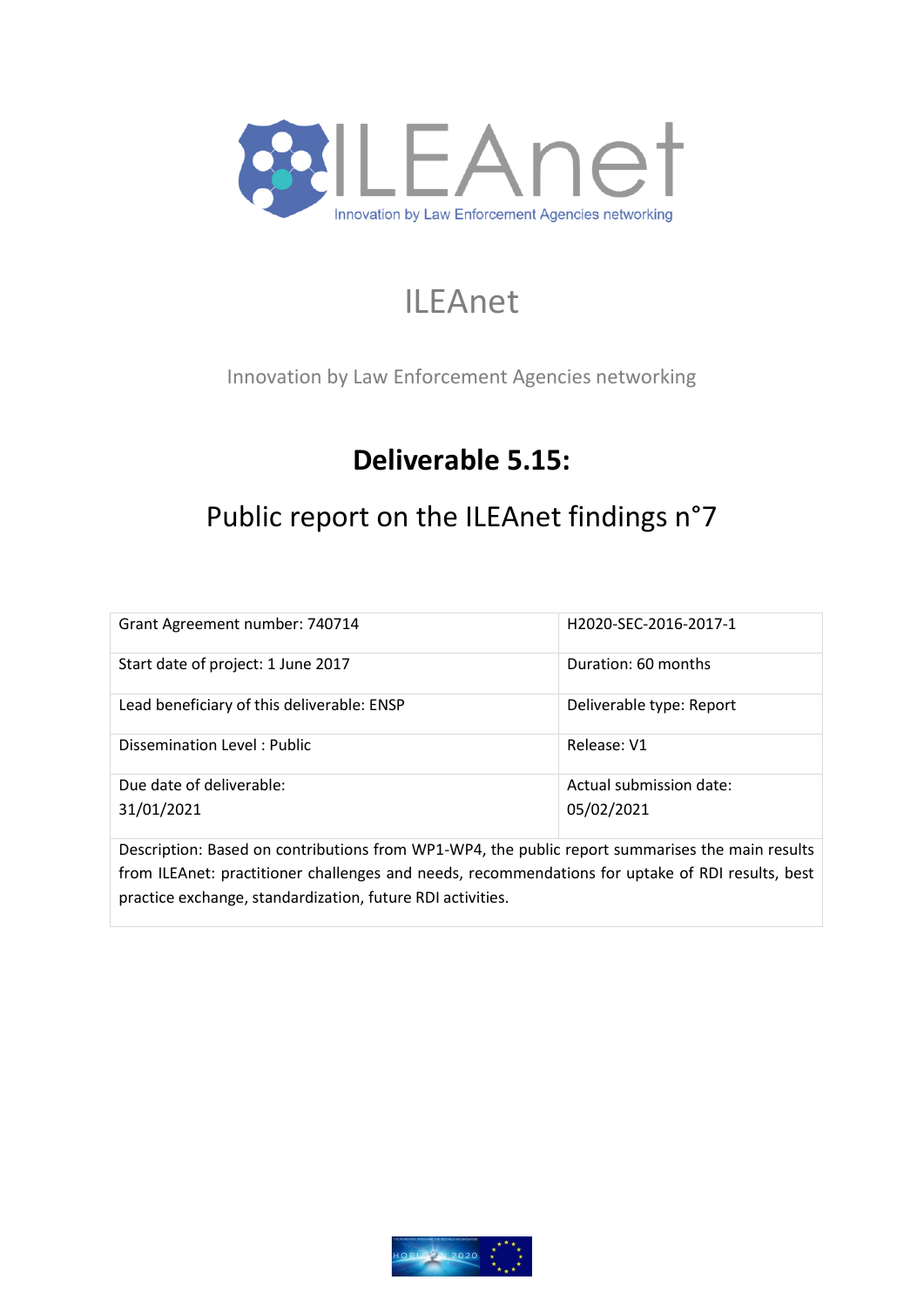# ILEAnet

Innovation by Law Enforcement Agencies networking

## Deliverable 5.15:

## Public report on the ILEAnet findings n°7

| Grant Agreement number: 740714 | H2020-SEC-2016-2017-1 |
| --- | --- |
| Start date of project: 1 June 2017 | Duration: 60 months |
| Lead beneficiary of this deliverable: ENSP | Deliverable type: Report |
| Dissemination Level : Public | Release: V1 |
| Due date of deliverable: 31/01/2021 | Actual submission date: 05/02/2021 |
| Description: Based on contributions from WP1-WP4, the public report summarises the main results from ILEAnet: practitioner challenges and needs, recommendations for uptake of RDI results, best practice exchange, standardization, future RDI activities. | |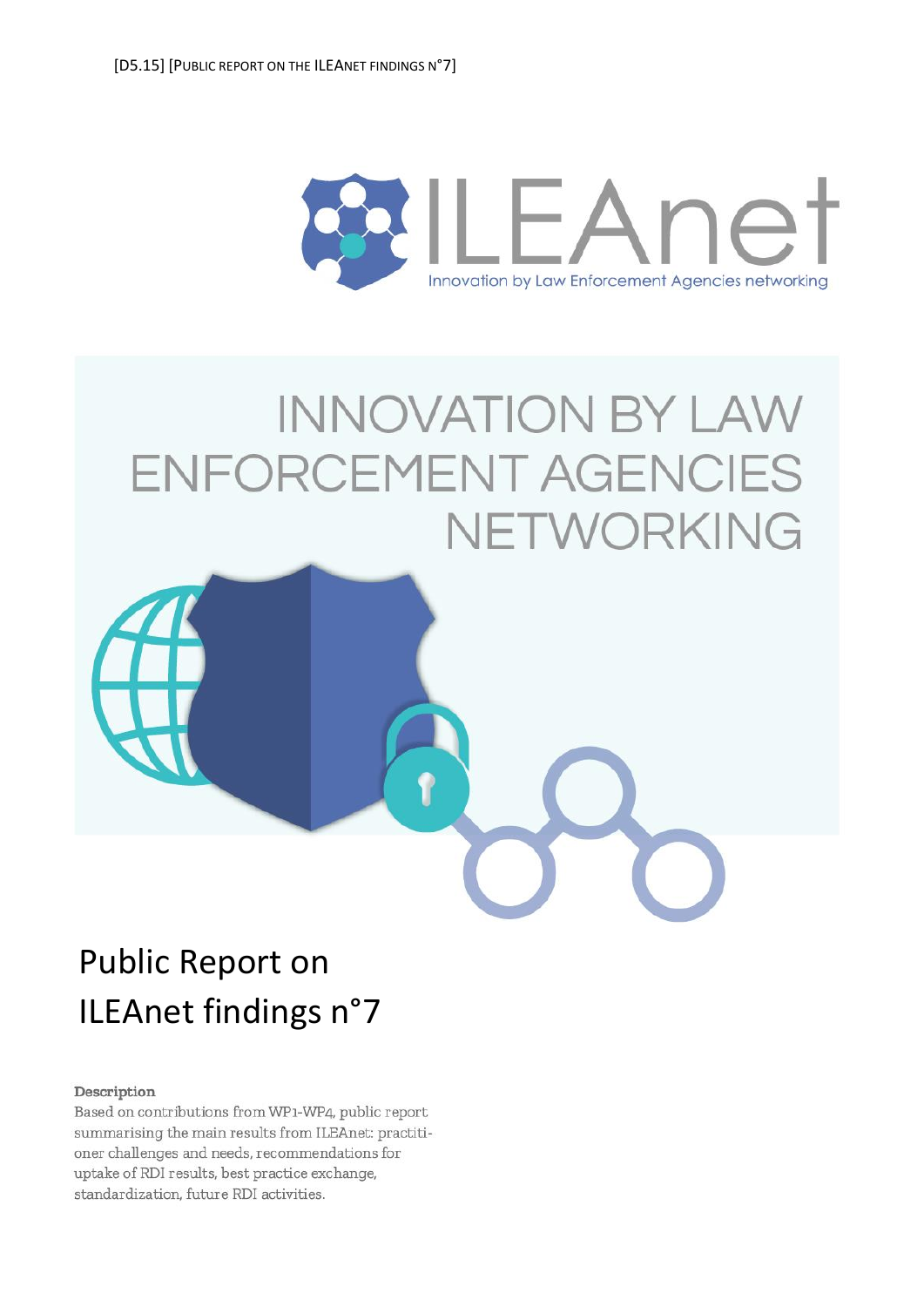# INNOVATION BY LAW ENFORCEMENT AGENCIES NETWORKING

# Public Report on ILEAnet findings n°7

**Description**

Based on contributions from WP1-WP4, public report summarising the main results from ILEAnet: practitioner challenges and needs, recommendations for uptake of RDI results, best practice exchange, standardization, future RDI activities.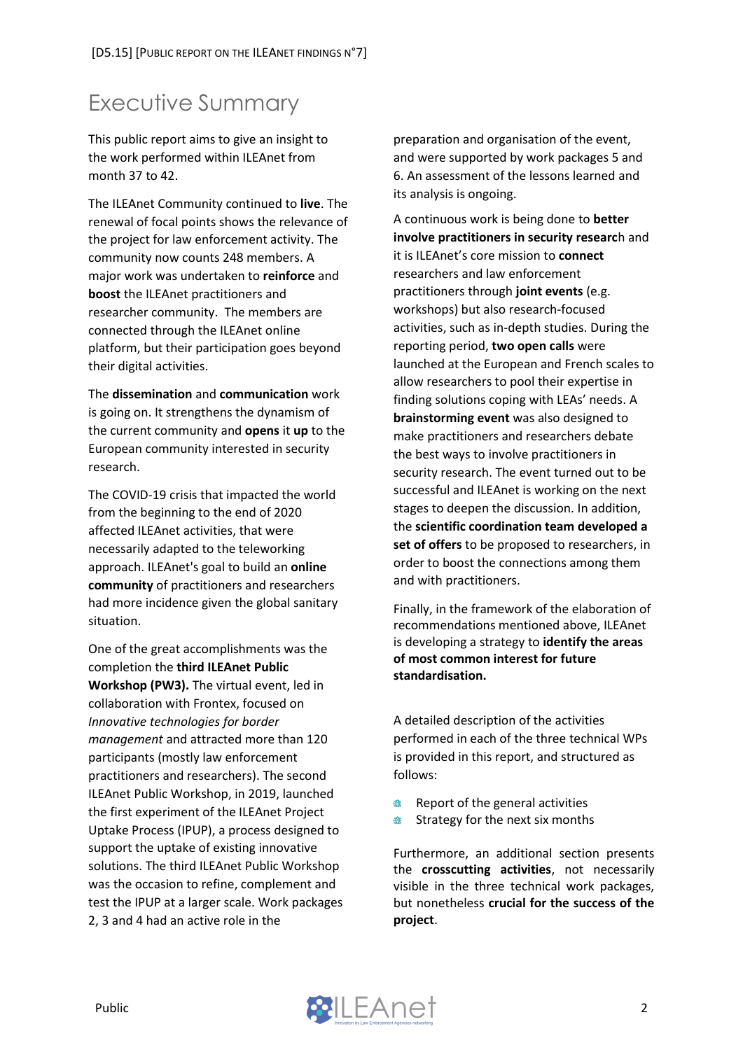# Executive Summary

This public report aims to give an insight to the work performed within ILEAnet from month 37 to 42.

The ILEAnet Community continued to **live**. The renewal of focal points shows the relevance of the project for law enforcement activity. The community now counts 248 members. A major work was undertaken to **reinforce** and **boost** the ILEAnet practitioners and researcher community. The members are connected through the ILEAnet online platform, but their participation goes beyond their digital activities.

The **dissemination** and **communication** work is going on. It strengthens the dynamism of the current community and **opens** it **up** to the European community interested in security research.

The COVID-19 crisis that impacted the world from the beginning to the end of 2020 affected ILEAnet activities, that were necessarily adapted to the teleworking approach. ILEAnet's goal to build an **online community** of practitioners and researchers had more incidence given the global sanitary situation.

One of the great accomplishments was the completion the **third ILEAnet Public Workshop (PW3).** The virtual event, led in collaboration with Frontex, focused on *Innovative technologies for border management* and attracted more than 120 participants (mostly law enforcement practitioners and researchers). The second ILEAnet Public Workshop, in 2019, launched the first experiment of the ILEAnet Project Uptake Process (IPUP), a process designed to support the uptake of existing innovative solutions. The third ILEAnet Public Workshop was the occasion to refine, complement and test the IPUP at a larger scale. Work packages 2, 3 and 4 had an active role in the preparation and organisation of the event, and were supported by work packages 5 and 6. An assessment of the lessons learned and its analysis is ongoing.

A continuous work is being done to **better involve practitioners in security research** and it is ILEAnet's core mission to **connect** researchers and law enforcement practitioners through **joint events** (e.g. workshops) but also research-focused activities, such as in-depth studies. During the reporting period, **two open calls** were launched at the European and French scales to allow researchers to pool their expertise in finding solutions coping with LEAs' needs. A **brainstorming event** was also designed to make practitioners and researchers debate the best ways to involve practitioners in security research. The event turned out to be successful and ILEAnet is working on the next stages to deepen the discussion. In addition, the **scientific coordination team developed a set of offers** to be proposed to researchers, in order to boost the connections among them and with practitioners.

Finally, in the framework of the elaboration of recommendations mentioned above, ILEAnet is developing a strategy to **identify the areas of most common interest for future standardisation.**

A detailed description of the activities performed in each of the three technical WPs is provided in this report, and structured as follows:

- Report of the general activities
- Strategy for the next six months

Furthermore, an additional section presents the **crosscutting activities**, not necessarily visible in the three technical work packages, but nonetheless **crucial for the success of the project**.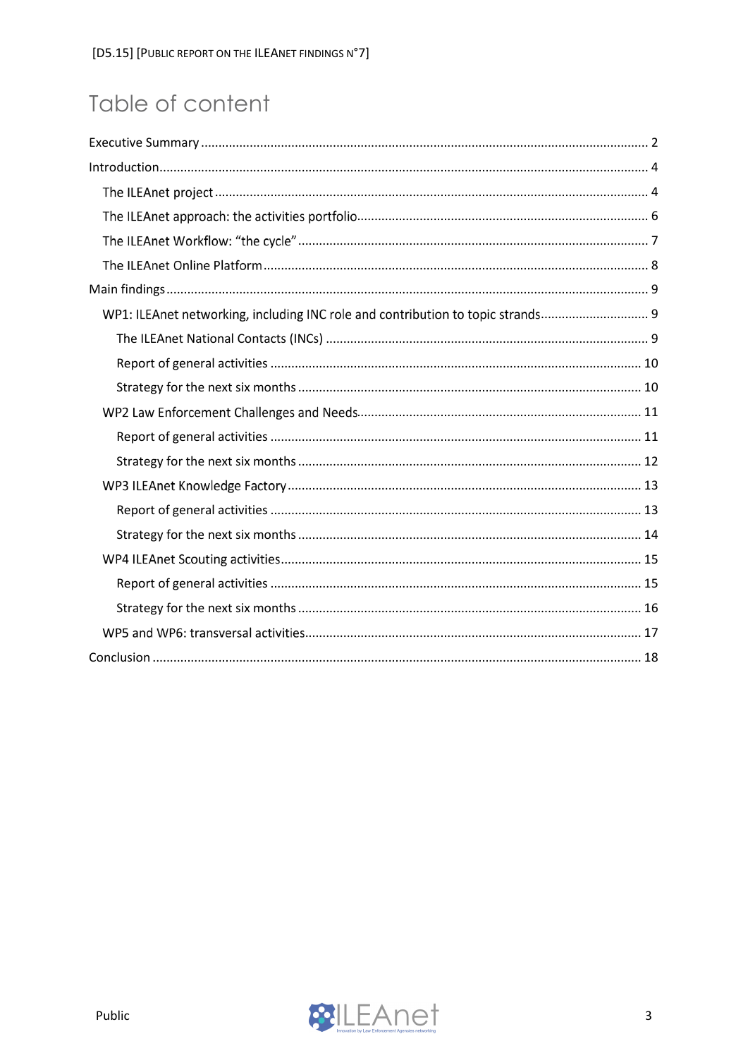# Table of content

- Executive Summary ..... 2
- Introduction ..... 4
  - The ILEAnet project ..... 4
  - The ILEAnet approach: the activities portfolio ..... 6
  - The ILEAnet Workflow: "the cycle" ..... 7
  - The ILEAnet Online Platform ..... 8
- Main findings ..... 9
  - WP1: ILEAnet networking, including INC role and contribution to topic strands ..... 9
    - The ILEAnet National Contacts (INCs) ..... 9
    - Report of general activities ..... 10
    - Strategy for the next six months ..... 10
  - WP2 Law Enforcement Challenges and Needs ..... 11
    - Report of general activities ..... 11
    - Strategy for the next six months ..... 12
  - WP3 ILEAnet Knowledge Factory ..... 13
    - Report of general activities ..... 13
    - Strategy for the next six months ..... 14
  - WP4 ILEAnet Scouting activities ..... 15
    - Report of general activities ..... 15
    - Strategy for the next six months ..... 16
  - WP5 and WP6: transversal activities ..... 17
- Conclusion ..... 18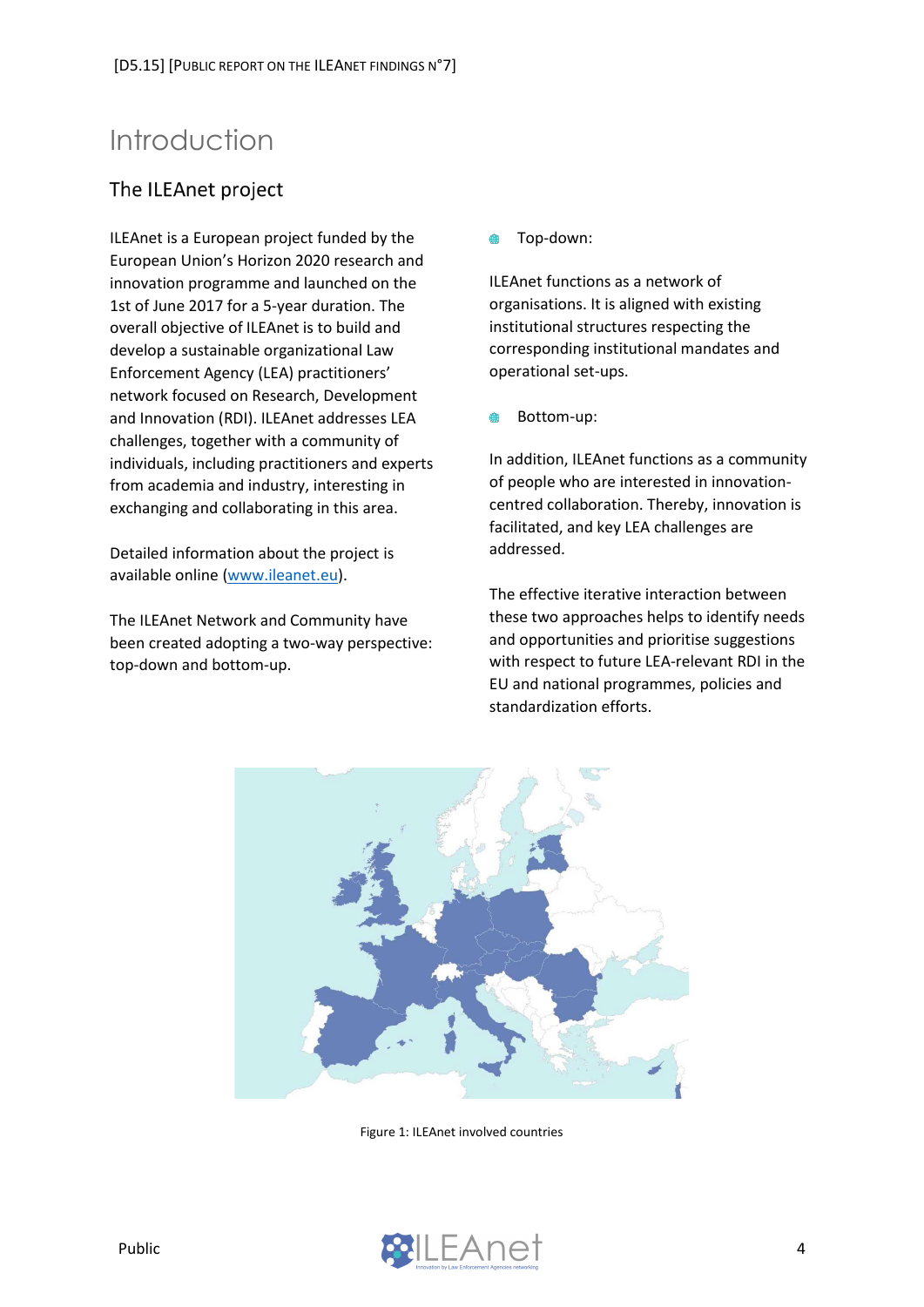# Introduction

## The ILEAnet project

ILEAnet is a European project funded by the European Union's Horizon 2020 research and innovation programme and launched on the 1st of June 2017 for a 5-year duration. The overall objective of ILEAnet is to build and develop a sustainable organizational Law Enforcement Agency (LEA) practitioners' network focused on Research, Development and Innovation (RDI). ILEAnet addresses LEA challenges, together with a community of individuals, including practitioners and experts from academia and industry, interesting in exchanging and collaborating in this area.

Detailed information about the project is available online (www.ileanet.eu).

The ILEAnet Network and Community have been created adopting a two-way perspective: top-down and bottom-up.

- Top-down:

ILEAnet functions as a network of organisations. It is aligned with existing institutional structures respecting the corresponding institutional mandates and operational set-ups.

- Bottom-up:

In addition, ILEAnet functions as a community of people who are interested in innovation-centred collaboration. Thereby, innovation is facilitated, and key LEA challenges are addressed.

The effective iterative interaction between these two approaches helps to identify needs and opportunities and prioritise suggestions with respect to future LEA-relevant RDI in the EU and national programmes, policies and standardization efforts.

Figure 1: ILEAnet involved countries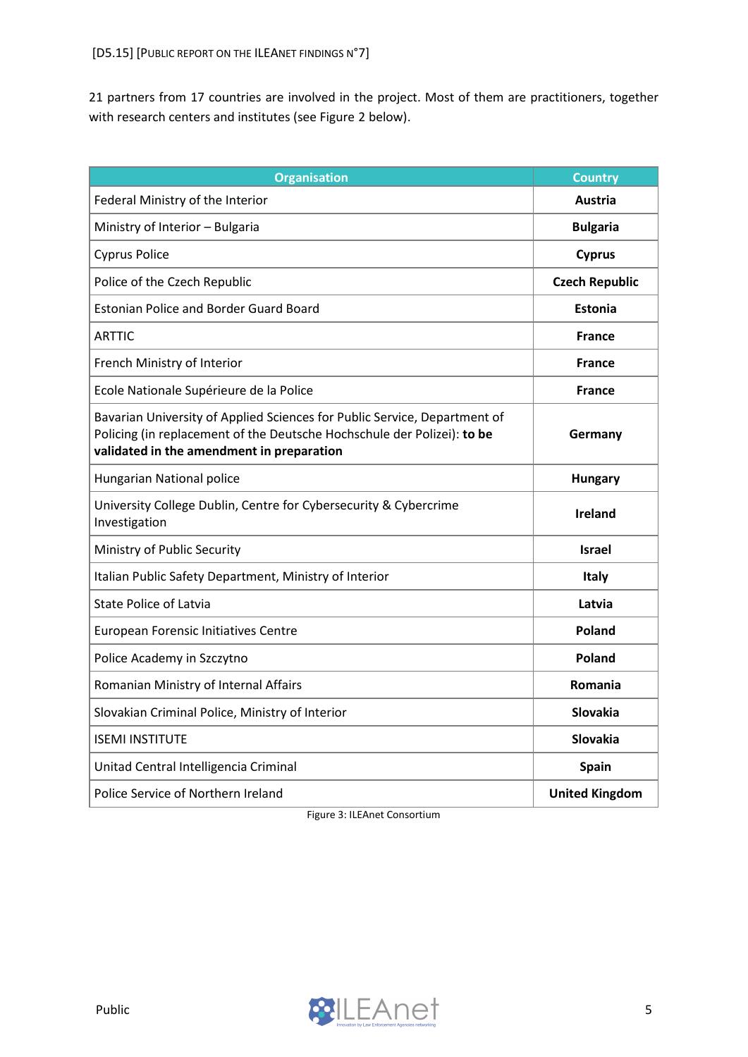21 partners from 17 countries are involved in the project. Most of them are practitioners, together with research centers and institutes (see Figure 2 below).

| Organisation | Country |
|---|---|
| Federal Ministry of the Interior | **Austria** |
| Ministry of Interior – Bulgaria | **Bulgaria** |
| Cyprus Police | **Cyprus** |
| Police of the Czech Republic | **Czech Republic** |
| Estonian Police and Border Guard Board | **Estonia** |
| ARTTIC | **France** |
| French Ministry of Interior | **France** |
| Ecole Nationale Supérieure de la Police | **France** |
| Bavarian University of Applied Sciences for Public Service, Department of Policing (in replacement of the Deutsche Hochschule der Polizei): **to be validated in the amendment in preparation** | **Germany** |
| Hungarian National police | **Hungary** |
| University College Dublin, Centre for Cybersecurity & Cybercrime Investigation | **Ireland** |
| Ministry of Public Security | **Israel** |
| Italian Public Safety Department, Ministry of Interior | **Italy** |
| State Police of Latvia | **Latvia** |
| European Forensic Initiatives Centre | **Poland** |
| Police Academy in Szczytno | **Poland** |
| Romanian Ministry of Internal Affairs | **Romania** |
| Slovakian Criminal Police, Ministry of Interior | **Slovakia** |
| ISEMI INSTITUTE | **Slovakia** |
| Unitad Central Intelligencia Criminal | **Spain** |
| Police Service of Northern Ireland | **United Kingdom** |

Figure 3: ILEAnet Consortium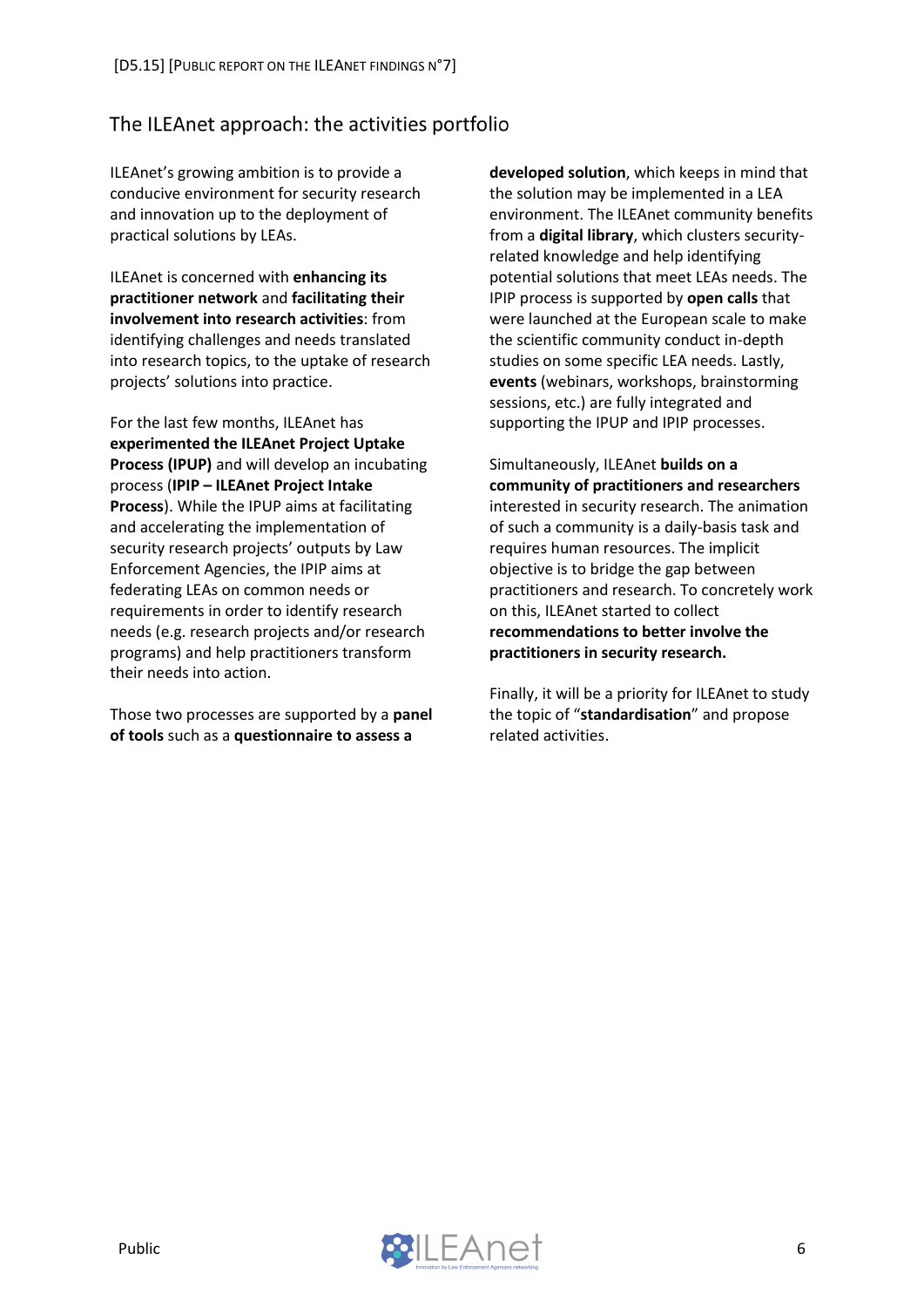## The ILEAnet approach: the activities portfolio

ILEAnet's growing ambition is to provide a conducive environment for security research and innovation up to the deployment of practical solutions by LEAs.

ILEAnet is concerned with **enhancing its practitioner network** and **facilitating their involvement into research activities**: from identifying challenges and needs translated into research topics, to the uptake of research projects' solutions into practice.

For the last few months, ILEAnet has **experimented the ILEAnet Project Uptake Process (IPUP)** and will develop an incubating process (**IPIP – ILEAnet Project Intake Process**). While the IPUP aims at facilitating and accelerating the implementation of security research projects' outputs by Law Enforcement Agencies, the IPIP aims at federating LEAs on common needs or requirements in order to identify research needs (e.g. research projects and/or research programs) and help practitioners transform their needs into action.

Those two processes are supported by a **panel of tools** such as a **questionnaire to assess a developed solution**, which keeps in mind that the solution may be implemented in a LEA environment. The ILEAnet community benefits from a **digital library**, which clusters security-related knowledge and help identifying potential solutions that meet LEAs needs. The IPIP process is supported by **open calls** that were launched at the European scale to make the scientific community conduct in-depth studies on some specific LEA needs. Lastly, **events** (webinars, workshops, brainstorming sessions, etc.) are fully integrated and supporting the IPUP and IPIP processes.

Simultaneously, ILEAnet **builds on a community of practitioners and researchers** interested in security research. The animation of such a community is a daily-basis task and requires human resources. The implicit objective is to bridge the gap between practitioners and research. To concretely work on this, ILEAnet started to collect **recommendations to better involve the practitioners in security research.**

Finally, it will be a priority for ILEAnet to study the topic of "**standardisation**" and propose related activities.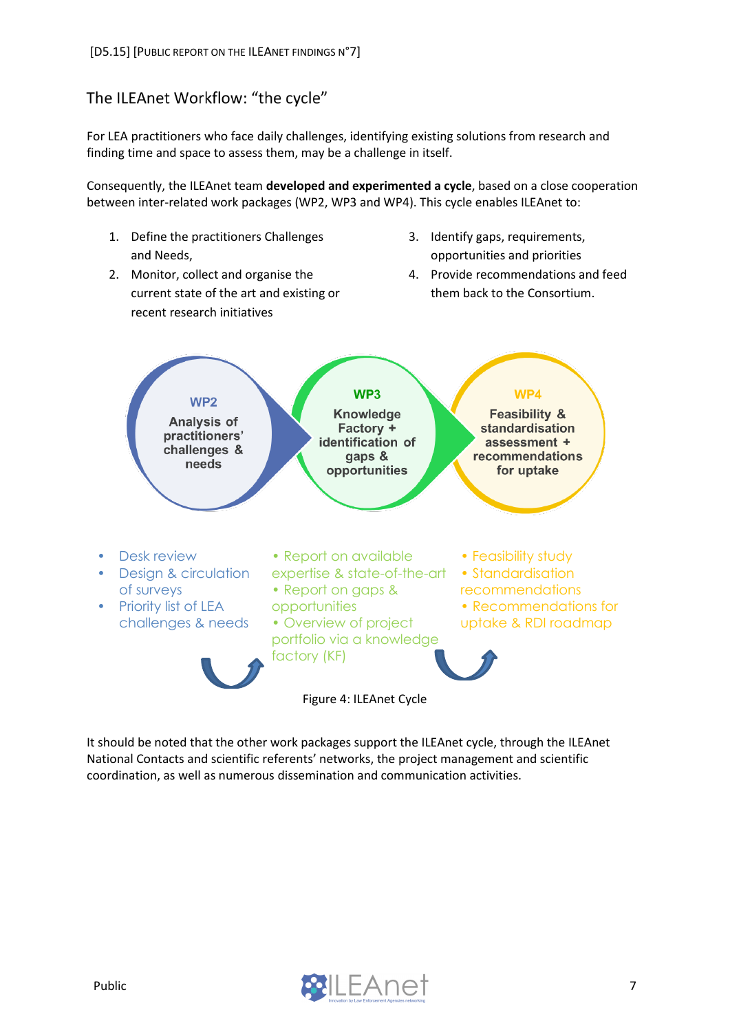## The ILEAnet Workflow: "the cycle"

For LEA practitioners who face daily challenges, identifying existing solutions from research and finding time and space to assess them, may be a challenge in itself.

Consequently, the ILEAnet team **developed and experimented a cycle**, based on a close cooperation between inter-related work packages (WP2, WP3 and WP4). This cycle enables ILEAnet to:

1. Define the practitioners Challenges and Needs,
2. Monitor, collect and organise the current state of the art and existing or recent research initiatives
3. Identify gaps, requirements, opportunities and priorities
4. Provide recommendations and feed them back to the Consortium.

**WP2**
Analysis of practitioners' challenges & needs

- Desk review
- Design & circulation of surveys
- Priority list of LEA challenges & needs

**WP3**
Knowledge Factory + identification of gaps & opportunities

- Report on available expertise & state-of-the-art
- Report on gaps & opportunities
- Overview of project portfolio via a knowledge factory (KF)

**WP4**
Feasibility & standardisation assessment + recommendations for uptake

- Feasibility study
- Standardisation recommendations
- Recommendations for uptake & RDI roadmap

Figure 4: ILEAnet Cycle

It should be noted that the other work packages support the ILEAnet cycle, through the ILEAnet National Contacts and scientific referents' networks, the project management and scientific coordination, as well as numerous dissemination and communication activities.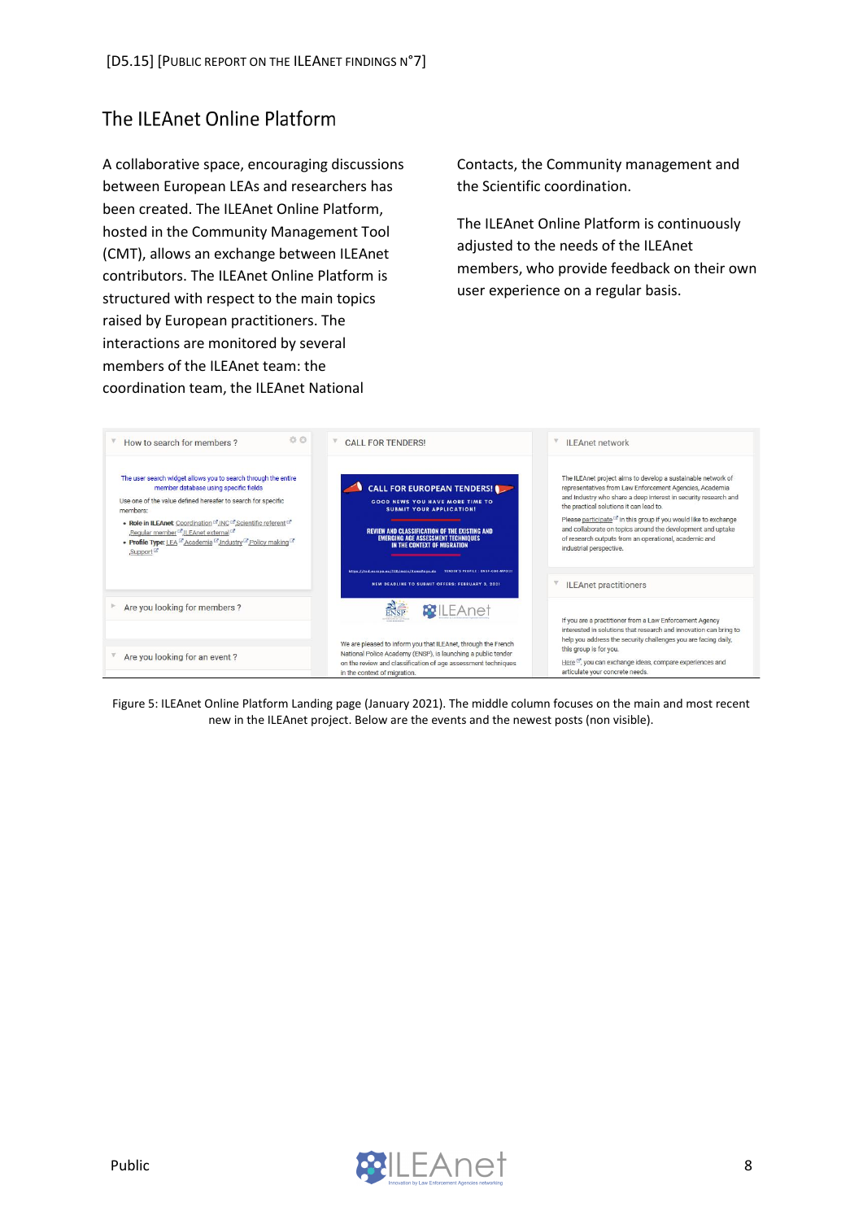## The ILEAnet Online Platform

A collaborative space, encouraging discussions between European LEAs and researchers has been created. The ILEAnet Online Platform, hosted in the Community Management Tool (CMT), allows an exchange between ILEAnet contributors. The ILEAnet Online Platform is structured with respect to the main topics raised by European practitioners. The interactions are monitored by several members of the ILEAnet team: the coordination team, the ILEAnet National Contacts, the Community management and the Scientific coordination.

The ILEAnet Online Platform is continuously adjusted to the needs of the ILEAnet members, who provide feedback on their own user experience on a regular basis.

Figure 5: ILEAnet Online Platform Landing page (January 2021). The middle column focuses on the main and most recent new in the ILEAnet project. Below are the events and the newest posts (non visible).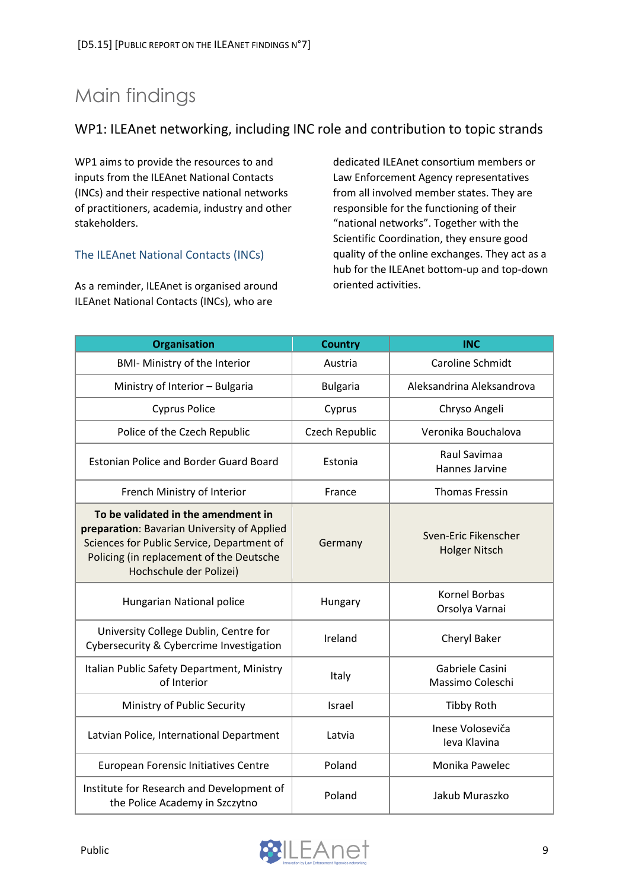# Main findings

## WP1: ILEAnet networking, including INC role and contribution to topic strands

WP1 aims to provide the resources to and inputs from the ILEAnet National Contacts (INCs) and their respective national networks of practitioners, academia, industry and other stakeholders.

### The ILEAnet National Contacts (INCs)

As a reminder, ILEAnet is organised around ILEAnet National Contacts (INCs), who are dedicated ILEAnet consortium members or Law Enforcement Agency representatives from all involved member states. They are responsible for the functioning of their "national networks". Together with the Scientific Coordination, they ensure good quality of the online exchanges. They act as a hub for the ILEAnet bottom-up and top-down oriented activities.

| Organisation | Country | INC |
|---|---|---|
| BMI- Ministry of the Interior | Austria | Caroline Schmidt |
| Ministry of Interior – Bulgaria | Bulgaria | Aleksandrina Aleksandrova |
| Cyprus Police | Cyprus | Chryso Angeli |
| Police of the Czech Republic | Czech Republic | Veronika Bouchalova |
| Estonian Police and Border Guard Board | Estonia | Raul Savimaa<br>Hannes Jarvine |
| French Ministry of Interior | France | Thomas Fressin |
| **To be validated in the amendment in preparation**: Bavarian University of Applied Sciences for Public Service, Department of Policing (in replacement of the Deutsche Hochschule der Polizei) | Germany | Sven-Eric Fikenscher<br>Holger Nitsch |
| Hungarian National police | Hungary | Kornel Borbas<br>Orsolya Varnai |
| University College Dublin, Centre for Cybersecurity & Cybercrime Investigation | Ireland | Cheryl Baker |
| Italian Public Safety Department, Ministry of Interior | Italy | Gabriele Casini<br>Massimo Coleschi |
| Ministry of Public Security | Israel | Tibby Roth |
| Latvian Police, International Department | Latvia | Inese Voloseviča<br>Ieva Klavina |
| European Forensic Initiatives Centre | Poland | Monika Pawelec |
| Institute for Research and Development of the Police Academy in Szczytno | Poland | Jakub Muraszko |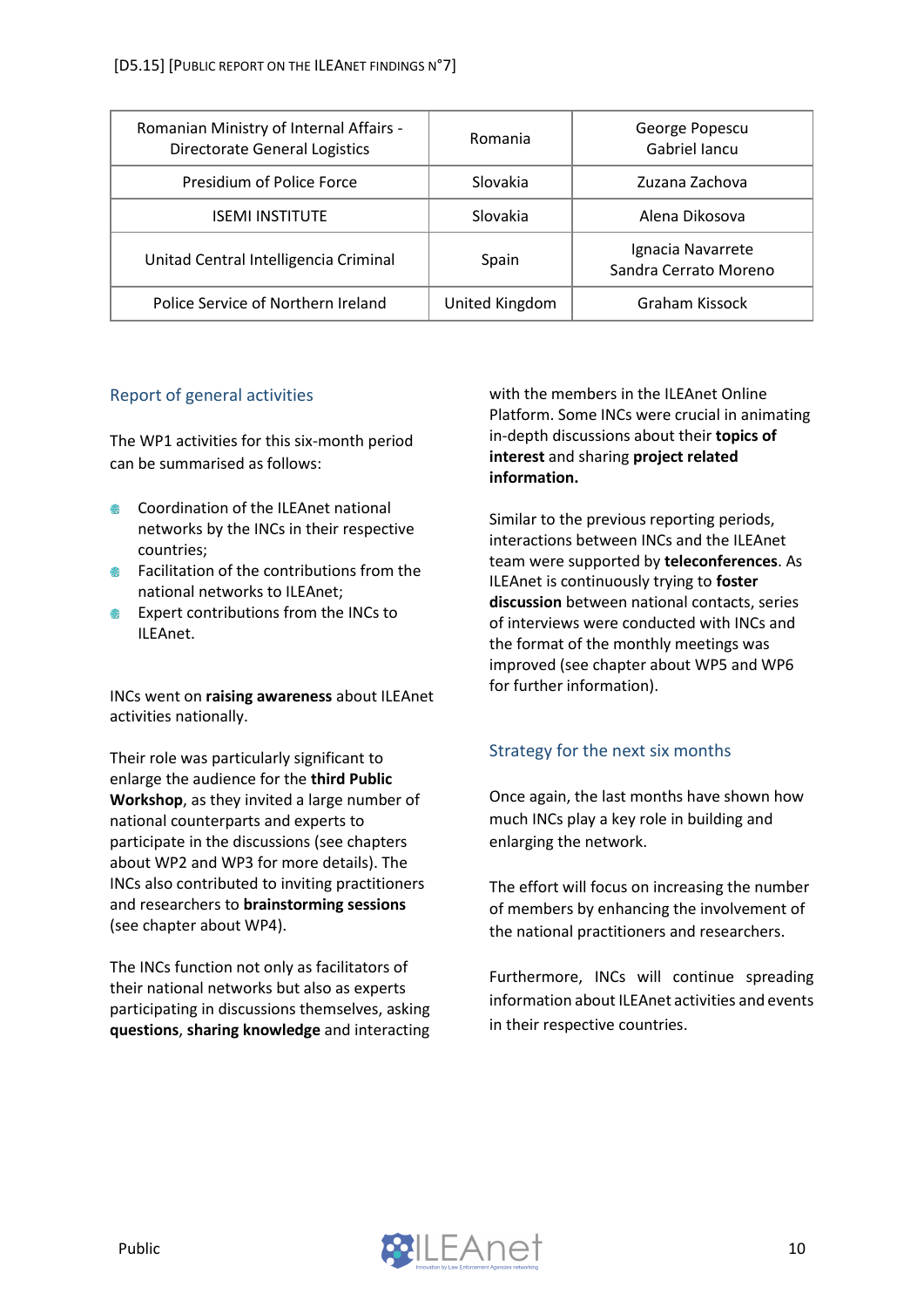| Romanian Ministry of Internal Affairs - Directorate General Logistics | Romania | George Popescu<br>Gabriel Iancu |
|---|---|---|
| Presidium of Police Force | Slovakia | Zuzana Zachova |
| ISEMI INSTITUTE | Slovakia | Alena Dikosova |
| Unitad Central Intelligencia Criminal | Spain | Ignacia Navarrete<br>Sandra Cerrato Moreno |
| Police Service of Northern Ireland | United Kingdom | Graham Kissock |

## Report of general activities

The WP1 activities for this six-month period can be summarised as follows:

- Coordination of the ILEAnet national networks by the INCs in their respective countries;
- Facilitation of the contributions from the national networks to ILEAnet;
- Expert contributions from the INCs to ILEAnet.

INCs went on **raising awareness** about ILEAnet activities nationally.

Their role was particularly significant to enlarge the audience for the **third Public Workshop**, as they invited a large number of national counterparts and experts to participate in the discussions (see chapters about WP2 and WP3 for more details). The INCs also contributed to inviting practitioners and researchers to **brainstorming sessions** (see chapter about WP4).

The INCs function not only as facilitators of their national networks but also as experts participating in discussions themselves, asking **questions**, **sharing knowledge** and interacting with the members in the ILEAnet Online Platform. Some INCs were crucial in animating in-depth discussions about their **topics of interest** and sharing **project related information.**

Similar to the previous reporting periods, interactions between INCs and the ILEAnet team were supported by **teleconferences**. As ILEAnet is continuously trying to **foster discussion** between national contacts, series of interviews were conducted with INCs and the format of the monthly meetings was improved (see chapter about WP5 and WP6 for further information).

## Strategy for the next six months

Once again, the last months have shown how much INCs play a key role in building and enlarging the network.

The effort will focus on increasing the number of members by enhancing the involvement of the national practitioners and researchers.

Furthermore, INCs will continue spreading information about ILEAnet activities and events in their respective countries.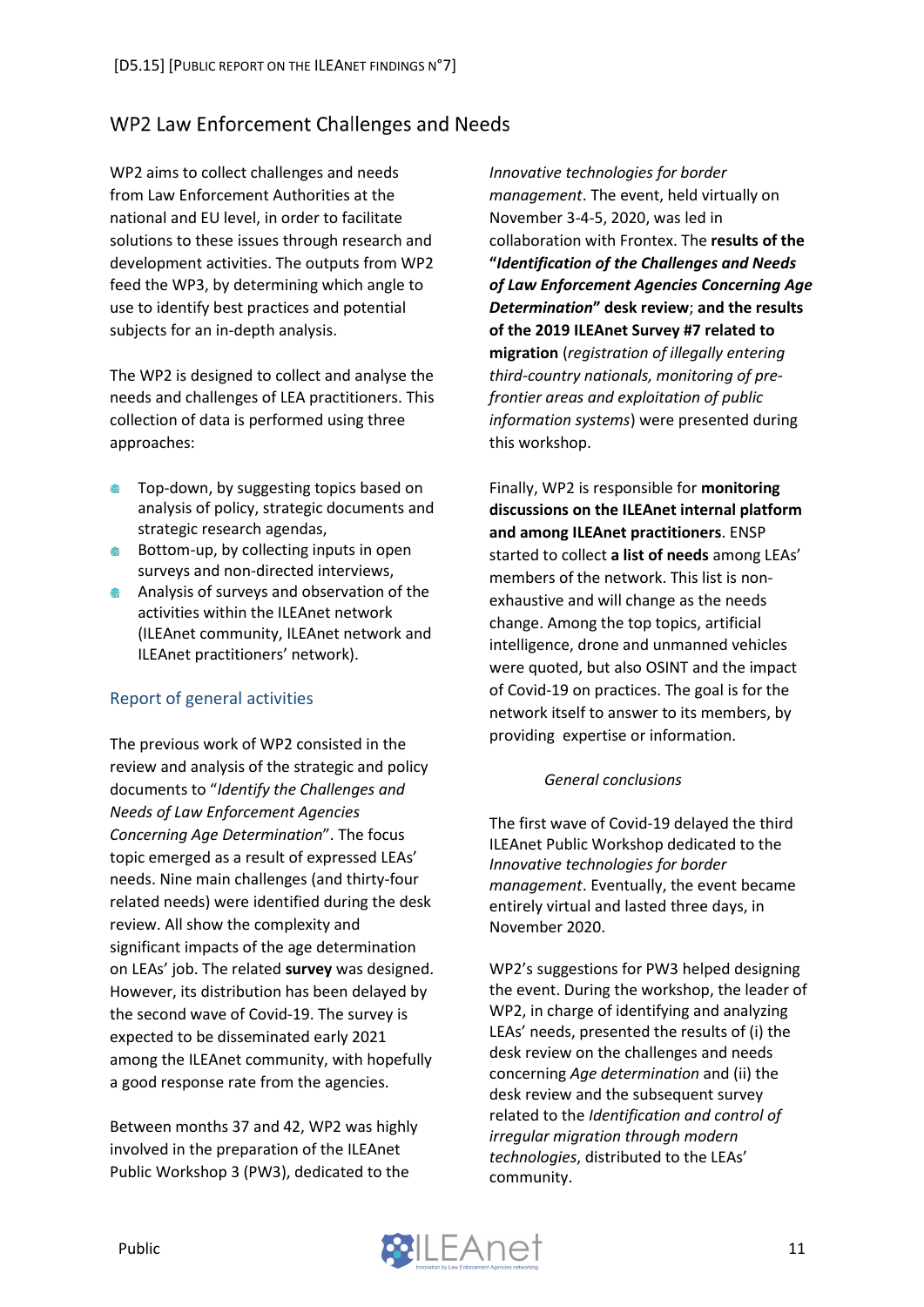## WP2 Law Enforcement Challenges and Needs

WP2 aims to collect challenges and needs from Law Enforcement Authorities at the national and EU level, in order to facilitate solutions to these issues through research and development activities. The outputs from WP2 feed the WP3, by determining which angle to use to identify best practices and potential subjects for an in-depth analysis.

The WP2 is designed to collect and analyse the needs and challenges of LEA practitioners. This collection of data is performed using three approaches:

- Top-down, by suggesting topics based on analysis of policy, strategic documents and strategic research agendas,
- Bottom-up, by collecting inputs in open surveys and non-directed interviews,
- Analysis of surveys and observation of the activities within the ILEAnet network (ILEAnet community, ILEAnet network and ILEAnet practitioners' network).

### Report of general activities

The previous work of WP2 consisted in the review and analysis of the strategic and policy documents to "*Identify the Challenges and Needs of Law Enforcement Agencies Concerning Age Determination*". The focus topic emerged as a result of expressed LEAs' needs. Nine main challenges (and thirty-four related needs) were identified during the desk review. All show the complexity and significant impacts of the age determination on LEAs' job. The related **survey** was designed. However, its distribution has been delayed by the second wave of Covid-19. The survey is expected to be disseminated early 2021 among the ILEAnet community, with hopefully a good response rate from the agencies.

Between months 37 and 42, WP2 was highly involved in the preparation of the ILEAnet Public Workshop 3 (PW3), dedicated to the *Innovative technologies for border management*. The event, held virtually on November 3-4-5, 2020, was led in collaboration with Frontex. The **results of the "*Identification of the Challenges and Needs of Law Enforcement Agencies Concerning Age Determination*" desk review**; **and the results of the 2019 ILEAnet Survey #7 related to migration** (*registration of illegally entering third-country nationals, monitoring of pre-frontier areas and exploitation of public information systems*) were presented during this workshop.

Finally, WP2 is responsible for **monitoring discussions on the ILEAnet internal platform and among ILEAnet practitioners**. ENSP started to collect **a list of needs** among LEAs' members of the network. This list is non-exhaustive and will change as the needs change. Among the top topics, artificial intelligence, drone and unmanned vehicles were quoted, but also OSINT and the impact of Covid-19 on practices. The goal is for the network itself to answer to its members, by providing expertise or information.

*General conclusions*

The first wave of Covid-19 delayed the third ILEAnet Public Workshop dedicated to the *Innovative technologies for border management*. Eventually, the event became entirely virtual and lasted three days, in November 2020.

WP2's suggestions for PW3 helped designing the event. During the workshop, the leader of WP2, in charge of identifying and analyzing LEAs' needs, presented the results of (i) the desk review on the challenges and needs concerning *Age determination* and (ii) the desk review and the subsequent survey related to the *Identification and control of irregular migration through modern technologies*, distributed to the LEAs' community.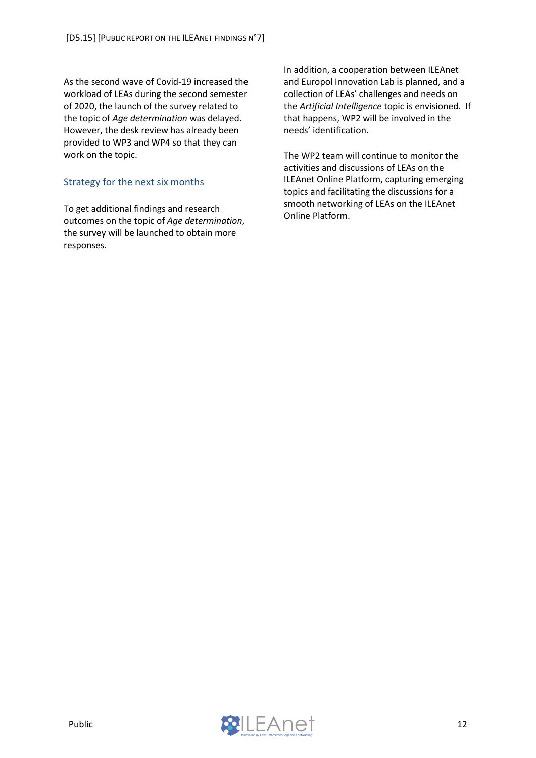As the second wave of Covid-19 increased the workload of LEAs during the second semester of 2020, the launch of the survey related to the topic of *Age determination* was delayed. However, the desk review has already been provided to WP3 and WP4 so that they can work on the topic.

## Strategy for the next six months

To get additional findings and research outcomes on the topic of *Age determination*, the survey will be launched to obtain more responses.

In addition, a cooperation between ILEAnet and Europol Innovation Lab is planned, and a collection of LEAs' challenges and needs on the *Artificial Intelligence* topic is envisioned. If that happens, WP2 will be involved in the needs' identification.

The WP2 team will continue to monitor the activities and discussions of LEAs on the ILEAnet Online Platform, capturing emerging topics and facilitating the discussions for a smooth networking of LEAs on the ILEAnet Online Platform.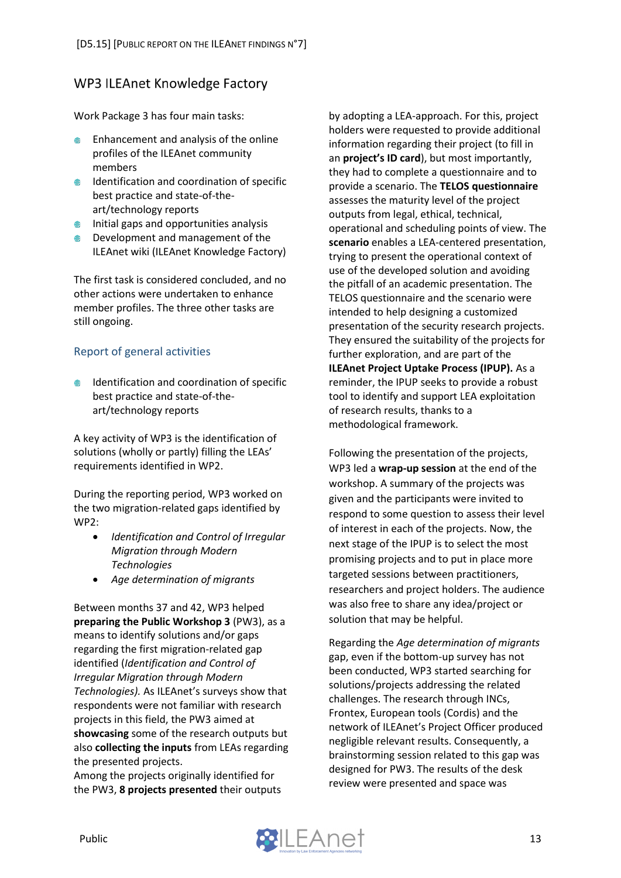## WP3 ILEAnet Knowledge Factory

Work Package 3 has four main tasks:

- Enhancement and analysis of the online profiles of the ILEAnet community members
- Identification and coordination of specific best practice and state-of-the-art/technology reports
- Initial gaps and opportunities analysis
- Development and management of the ILEAnet wiki (ILEAnet Knowledge Factory)

The first task is considered concluded, and no other actions were undertaken to enhance member profiles. The three other tasks are still ongoing.

### Report of general activities

- Identification and coordination of specific best practice and state-of-the-art/technology reports

A key activity of WP3 is the identification of solutions (wholly or partly) filling the LEAs' requirements identified in WP2.

During the reporting period, WP3 worked on the two migration-related gaps identified by WP2:

- *Identification and Control of Irregular Migration through Modern Technologies*
- *Age determination of migrants*

Between months 37 and 42, WP3 helped **preparing the Public Workshop 3** (PW3), as a means to identify solutions and/or gaps regarding the first migration-related gap identified (*Identification and Control of Irregular Migration through Modern Technologies).* As ILEAnet's surveys show that respondents were not familiar with research projects in this field, the PW3 aimed at **showcasing** some of the research outputs but also **collecting the inputs** from LEAs regarding the presented projects.
Among the projects originally identified for the PW3, **8 projects presented** their outputs by adopting a LEA-approach. For this, project holders were requested to provide additional information regarding their project (to fill in an **project's ID card**), but most importantly, they had to complete a questionnaire and to provide a scenario. The **TELOS questionnaire** assesses the maturity level of the project outputs from legal, ethical, technical, operational and scheduling points of view. The **scenario** enables a LEA-centered presentation, trying to present the operational context of use of the developed solution and avoiding the pitfall of an academic presentation. The TELOS questionnaire and the scenario were intended to help designing a customized presentation of the security research projects. They ensured the suitability of the projects for further exploration, and are part of the **ILEAnet Project Uptake Process (IPUP).** As a reminder, the IPUP seeks to provide a robust tool to identify and support LEA exploitation of research results, thanks to a methodological framework.

Following the presentation of the projects, WP3 led a **wrap-up session** at the end of the workshop. A summary of the projects was given and the participants were invited to respond to some question to assess their level of interest in each of the projects. Now, the next stage of the IPUP is to select the most promising projects and to put in place more targeted sessions between practitioners, researchers and project holders. The audience was also free to share any idea/project or solution that may be helpful.

Regarding the *Age determination of migrants* gap, even if the bottom-up survey has not been conducted, WP3 started searching for solutions/projects addressing the related challenges. The research through INCs, Frontex, European tools (Cordis) and the network of ILEAnet's Project Officer produced negligible relevant results. Consequently, a brainstorming session related to this gap was designed for PW3. The results of the desk review were presented and space was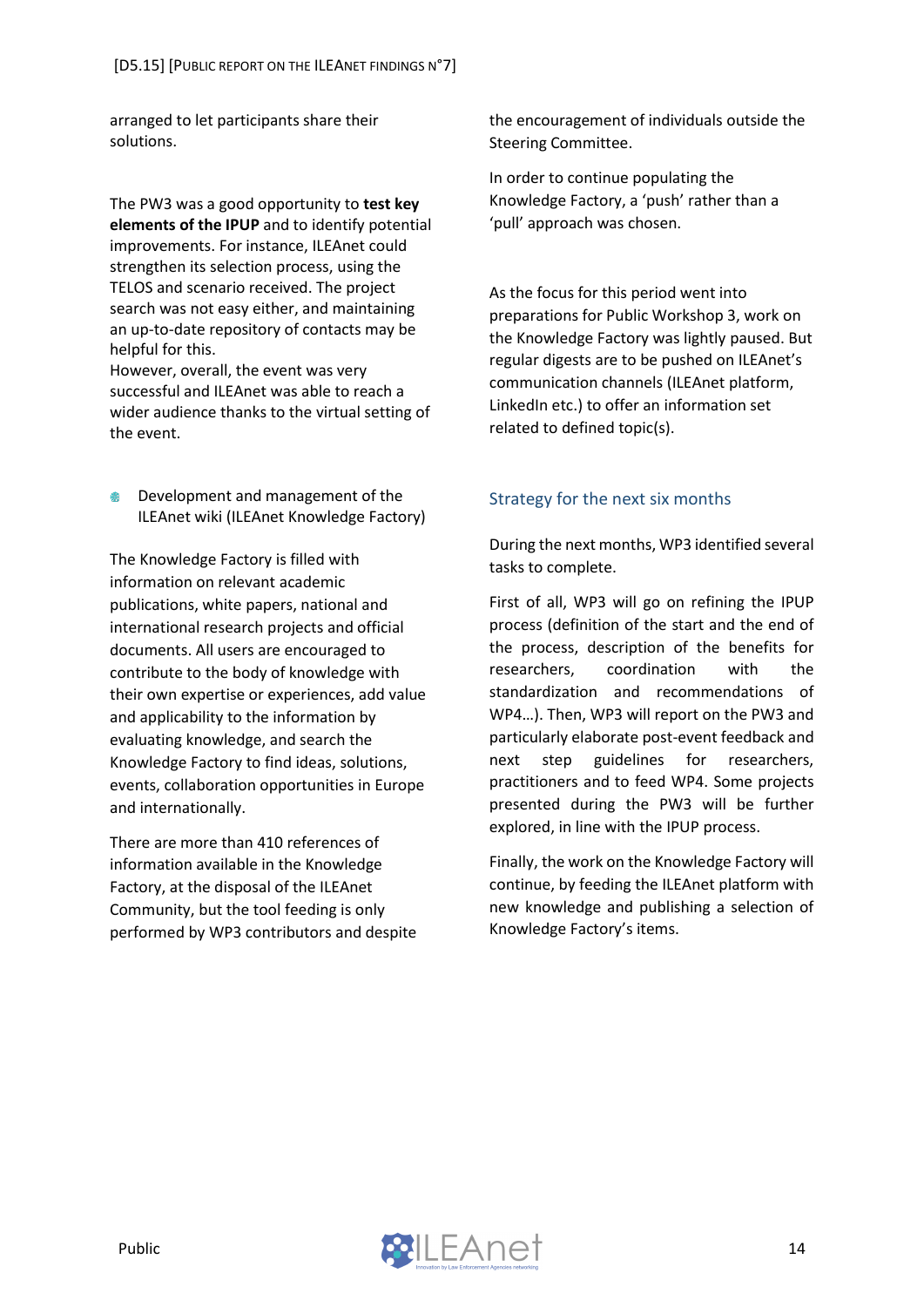arranged to let participants share their solutions.

The PW3 was a good opportunity to **test key elements of the IPUP** and to identify potential improvements. For instance, ILEAnet could strengthen its selection process, using the TELOS and scenario received. The project search was not easy either, and maintaining an up-to-date repository of contacts may be helpful for this.
However, overall, the event was very successful and ILEAnet was able to reach a wider audience thanks to the virtual setting of the event.

- Development and management of the ILEAnet wiki (ILEAnet Knowledge Factory)

The Knowledge Factory is filled with information on relevant academic publications, white papers, national and international research projects and official documents. All users are encouraged to contribute to the body of knowledge with their own expertise or experiences, add value and applicability to the information by evaluating knowledge, and search the Knowledge Factory to find ideas, solutions, events, collaboration opportunities in Europe and internationally.

There are more than 410 references of information available in the Knowledge Factory, at the disposal of the ILEAnet Community, but the tool feeding is only performed by WP3 contributors and despite the encouragement of individuals outside the Steering Committee.

In order to continue populating the Knowledge Factory, a 'push' rather than a 'pull' approach was chosen.

As the focus for this period went into preparations for Public Workshop 3, work on the Knowledge Factory was lightly paused. But regular digests are to be pushed on ILEAnet's communication channels (ILEAnet platform, LinkedIn etc.) to offer an information set related to defined topic(s).

### Strategy for the next six months

During the next months, WP3 identified several tasks to complete.

First of all, WP3 will go on refining the IPUP process (definition of the start and the end of the process, description of the benefits for researchers, coordination with the standardization and recommendations of WP4…). Then, WP3 will report on the PW3 and particularly elaborate post-event feedback and next step guidelines for researchers, practitioners and to feed WP4. Some projects presented during the PW3 will be further explored, in line with the IPUP process.

Finally, the work on the Knowledge Factory will continue, by feeding the ILEAnet platform with new knowledge and publishing a selection of Knowledge Factory's items.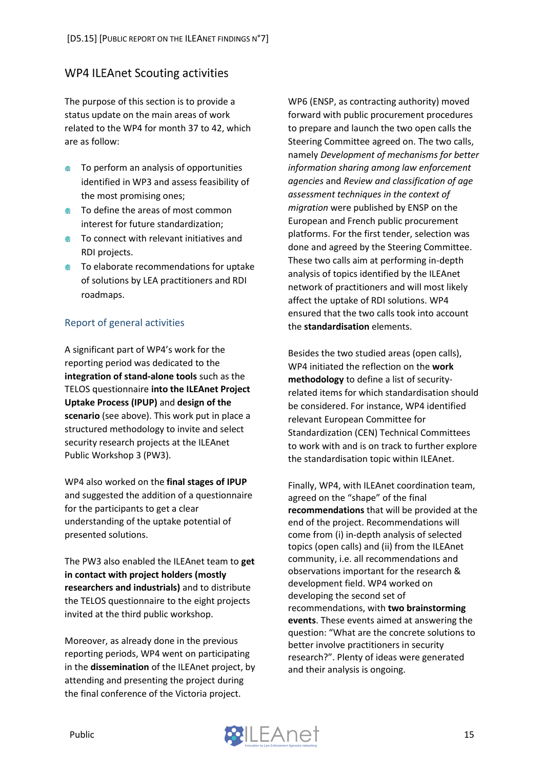## WP4 ILEAnet Scouting activities

The purpose of this section is to provide a status update on the main areas of work related to the WP4 for month 37 to 42, which are as follow:

- To perform an analysis of opportunities identified in WP3 and assess feasibility of the most promising ones;
- To define the areas of most common interest for future standardization;
- To connect with relevant initiatives and RDI projects.
- To elaborate recommendations for uptake of solutions by LEA practitioners and RDI roadmaps.

### Report of general activities

A significant part of WP4's work for the reporting period was dedicated to the **integration of stand-alone tools** such as the TELOS questionnaire **into the ILEAnet Project Uptake Process (IPUP)** and **design of the scenario** (see above). This work put in place a structured methodology to invite and select security research projects at the ILEAnet Public Workshop 3 (PW3).

WP4 also worked on the **final stages of IPUP** and suggested the addition of a questionnaire for the participants to get a clear understanding of the uptake potential of presented solutions.

The PW3 also enabled the ILEAnet team to **get in contact with project holders (mostly researchers and industrials)** and to distribute the TELOS questionnaire to the eight projects invited at the third public workshop.

Moreover, as already done in the previous reporting periods, WP4 went on participating in the **dissemination** of the ILEAnet project, by attending and presenting the project during the final conference of the Victoria project.

WP6 (ENSP, as contracting authority) moved forward with public procurement procedures to prepare and launch the two open calls the Steering Committee agreed on. The two calls, namely *Development of mechanisms for better information sharing among law enforcement agencies* and *Review and classification of age assessment techniques in the context of migration* were published by ENSP on the European and French public procurement platforms. For the first tender, selection was done and agreed by the Steering Committee. These two calls aim at performing in-depth analysis of topics identified by the ILEAnet network of practitioners and will most likely affect the uptake of RDI solutions. WP4 ensured that the two calls took into account the **standardisation** elements.

Besides the two studied areas (open calls), WP4 initiated the reflection on the **work methodology** to define a list of security-related items for which standardisation should be considered. For instance, WP4 identified relevant European Committee for Standardization (CEN) Technical Committees to work with and is on track to further explore the standardisation topic within ILEAnet.

Finally, WP4, with ILEAnet coordination team, agreed on the "shape" of the final **recommendations** that will be provided at the end of the project. Recommendations will come from (i) in-depth analysis of selected topics (open calls) and (ii) from the ILEAnet community, i.e. all recommendations and observations important for the research & development field. WP4 worked on developing the second set of recommendations, with **two brainstorming events**. These events aimed at answering the question: "What are the concrete solutions to better involve practitioners in security research?". Plenty of ideas were generated and their analysis is ongoing.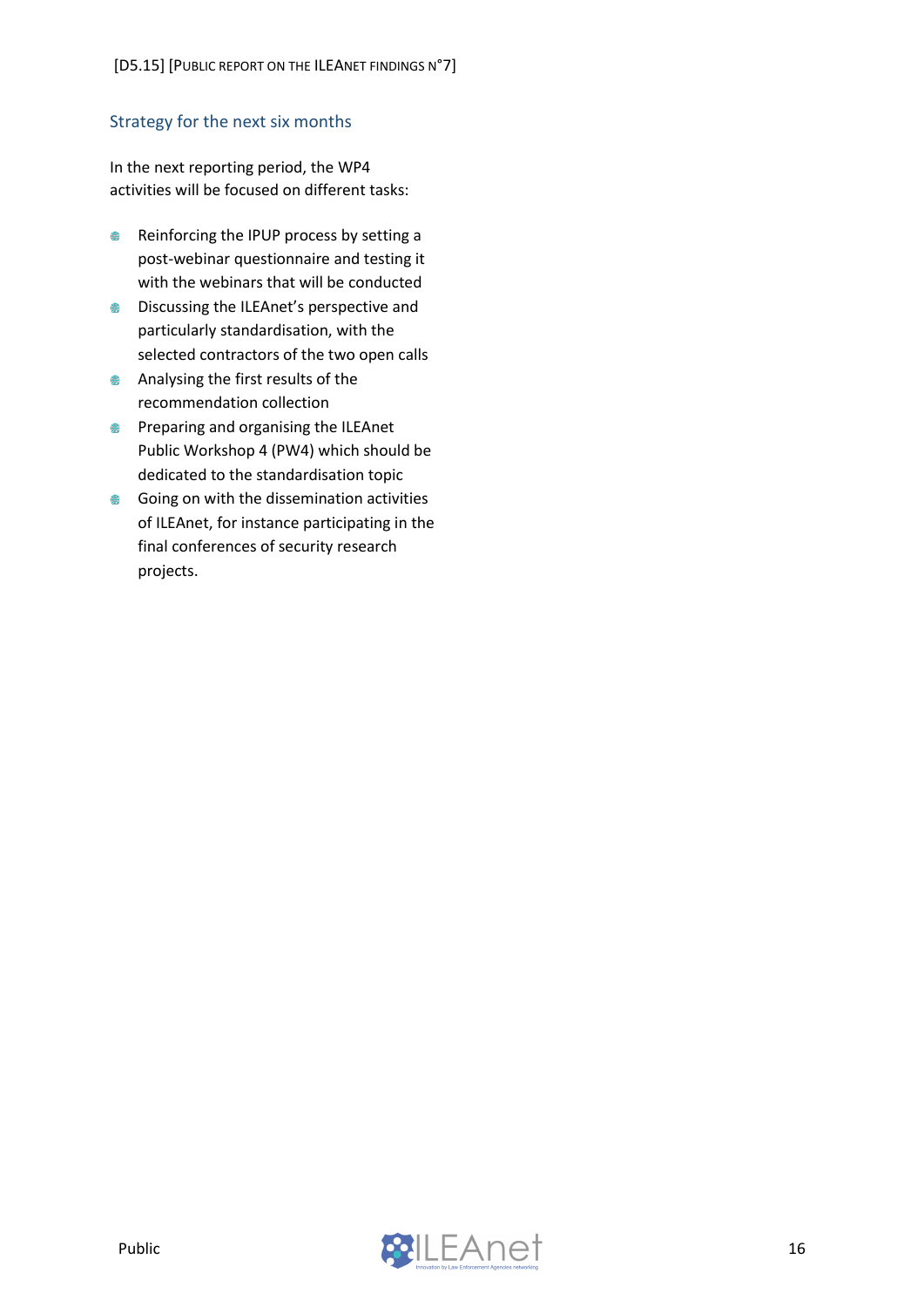## Strategy for the next six months

In the next reporting period, the WP4 activities will be focused on different tasks:

- Reinforcing the IPUP process by setting a post-webinar questionnaire and testing it with the webinars that will be conducted
- Discussing the ILEAnet's perspective and particularly standardisation, with the selected contractors of the two open calls
- Analysing the first results of the recommendation collection
- Preparing and organising the ILEAnet Public Workshop 4 (PW4) which should be dedicated to the standardisation topic
- Going on with the dissemination activities of ILEAnet, for instance participating in the final conferences of security research projects.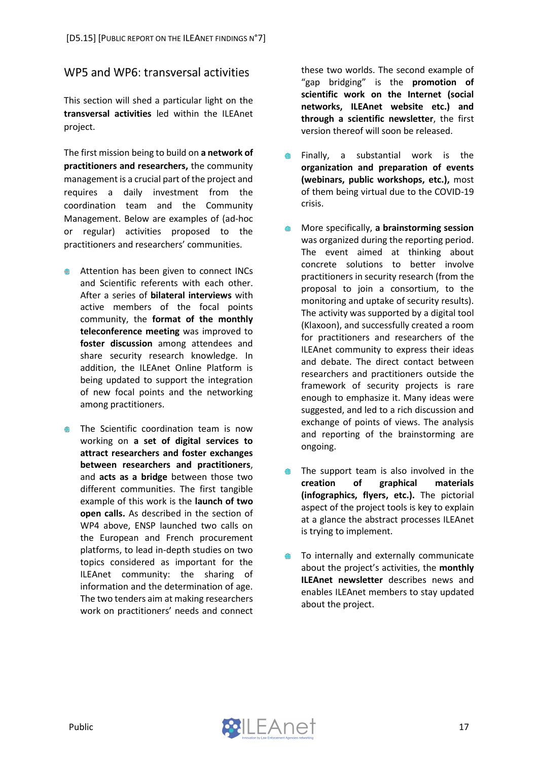## WP5 and WP6: transversal activities

This section will shed a particular light on the **transversal activities** led within the ILEAnet project.

The first mission being to build on **a network of practitioners and researchers,** the community management is a crucial part of the project and requires a daily investment from the coordination team and the Community Management. Below are examples of (ad-hoc or regular) activities proposed to the practitioners and researchers' communities.

- Attention has been given to connect INCs and Scientific referents with each other. After a series of **bilateral interviews** with active members of the focal points community, the **format of the monthly teleconference meeting** was improved to **foster discussion** among attendees and share security research knowledge. In addition, the ILEAnet Online Platform is being updated to support the integration of new focal points and the networking among practitioners.
- The Scientific coordination team is now working on **a set of digital services to attract researchers and foster exchanges between researchers and practitioners**, and **acts as a bridge** between those two different communities. The first tangible example of this work is the **launch of two open calls.** As described in the section of WP4 above, ENSP launched two calls on the European and French procurement platforms, to lead in-depth studies on two topics considered as important for the ILEAnet community: the sharing of information and the determination of age. The two tenders aim at making researchers work on practitioners' needs and connect these two worlds. The second example of "gap bridging" is the **promotion of scientific work on the Internet (social networks, ILEAnet website etc.) and through a scientific newsletter**, the first version thereof will soon be released.
- Finally, a substantial work is the **organization and preparation of events (webinars, public workshops, etc.),** most of them being virtual due to the COVID-19 crisis.
- More specifically, **a brainstorming session** was organized during the reporting period. The event aimed at thinking about concrete solutions to better involve practitioners in security research (from the proposal to join a consortium, to the monitoring and uptake of security results). The activity was supported by a digital tool (Klaxoon), and successfully created a room for practitioners and researchers of the ILEAnet community to express their ideas and debate. The direct contact between researchers and practitioners outside the framework of security projects is rare enough to emphasize it. Many ideas were suggested, and led to a rich discussion and exchange of points of views. The analysis and reporting of the brainstorming are ongoing.
- The support team is also involved in the **creation of graphical materials (infographics, flyers, etc.).** The pictorial aspect of the project tools is key to explain at a glance the abstract processes ILEAnet is trying to implement.
- To internally and externally communicate about the project's activities, the **monthly ILEAnet newsletter** describes news and enables ILEAnet members to stay updated about the project.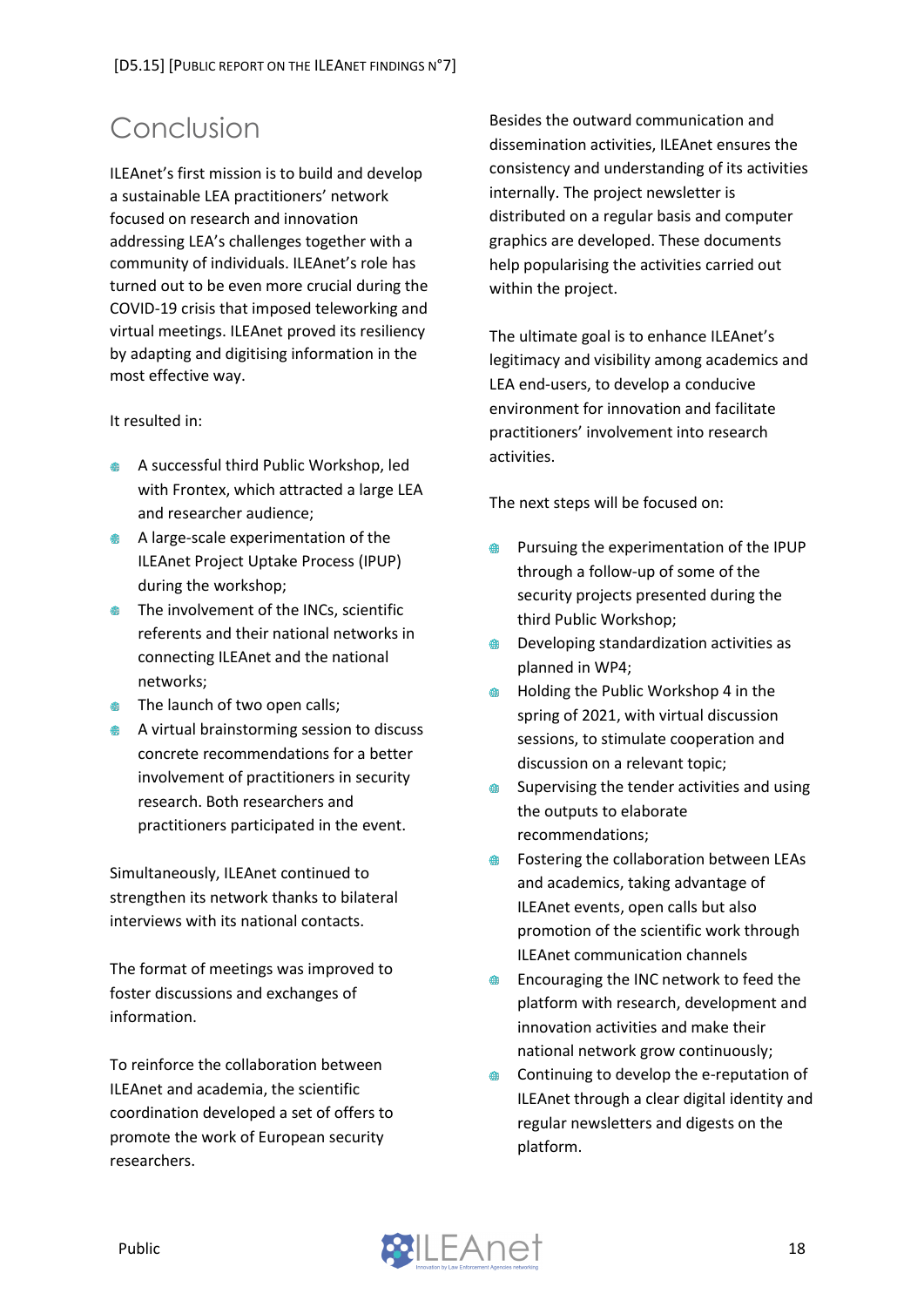# Conclusion

ILEAnet's first mission is to build and develop a sustainable LEA practitioners' network focused on research and innovation addressing LEA's challenges together with a community of individuals. ILEAnet's role has turned out to be even more crucial during the COVID-19 crisis that imposed teleworking and virtual meetings. ILEAnet proved its resiliency by adapting and digitising information in the most effective way.

It resulted in:

- A successful third Public Workshop, led with Frontex, which attracted a large LEA and researcher audience;
- A large-scale experimentation of the ILEAnet Project Uptake Process (IPUP) during the workshop;
- The involvement of the INCs, scientific referents and their national networks in connecting ILEAnet and the national networks;
- The launch of two open calls;
- A virtual brainstorming session to discuss concrete recommendations for a better involvement of practitioners in security research. Both researchers and practitioners participated in the event.

Simultaneously, ILEAnet continued to strengthen its network thanks to bilateral interviews with its national contacts.

The format of meetings was improved to foster discussions and exchanges of information.

To reinforce the collaboration between ILEAnet and academia, the scientific coordination developed a set of offers to promote the work of European security researchers.

Besides the outward communication and dissemination activities, ILEAnet ensures the consistency and understanding of its activities internally. The project newsletter is distributed on a regular basis and computer graphics are developed. These documents help popularising the activities carried out within the project.

The ultimate goal is to enhance ILEAnet's legitimacy and visibility among academics and LEA end-users, to develop a conducive environment for innovation and facilitate practitioners' involvement into research activities.

The next steps will be focused on:

- Pursuing the experimentation of the IPUP through a follow-up of some of the security projects presented during the third Public Workshop;
- Developing standardization activities as planned in WP4;
- Holding the Public Workshop 4 in the spring of 2021, with virtual discussion sessions, to stimulate cooperation and discussion on a relevant topic;
- Supervising the tender activities and using the outputs to elaborate recommendations;
- Fostering the collaboration between LEAs and academics, taking advantage of ILEAnet events, open calls but also promotion of the scientific work through ILEAnet communication channels
- Encouraging the INC network to feed the platform with research, development and innovation activities and make their national network grow continuously;
- Continuing to develop the e-reputation of ILEAnet through a clear digital identity and regular newsletters and digests on the platform.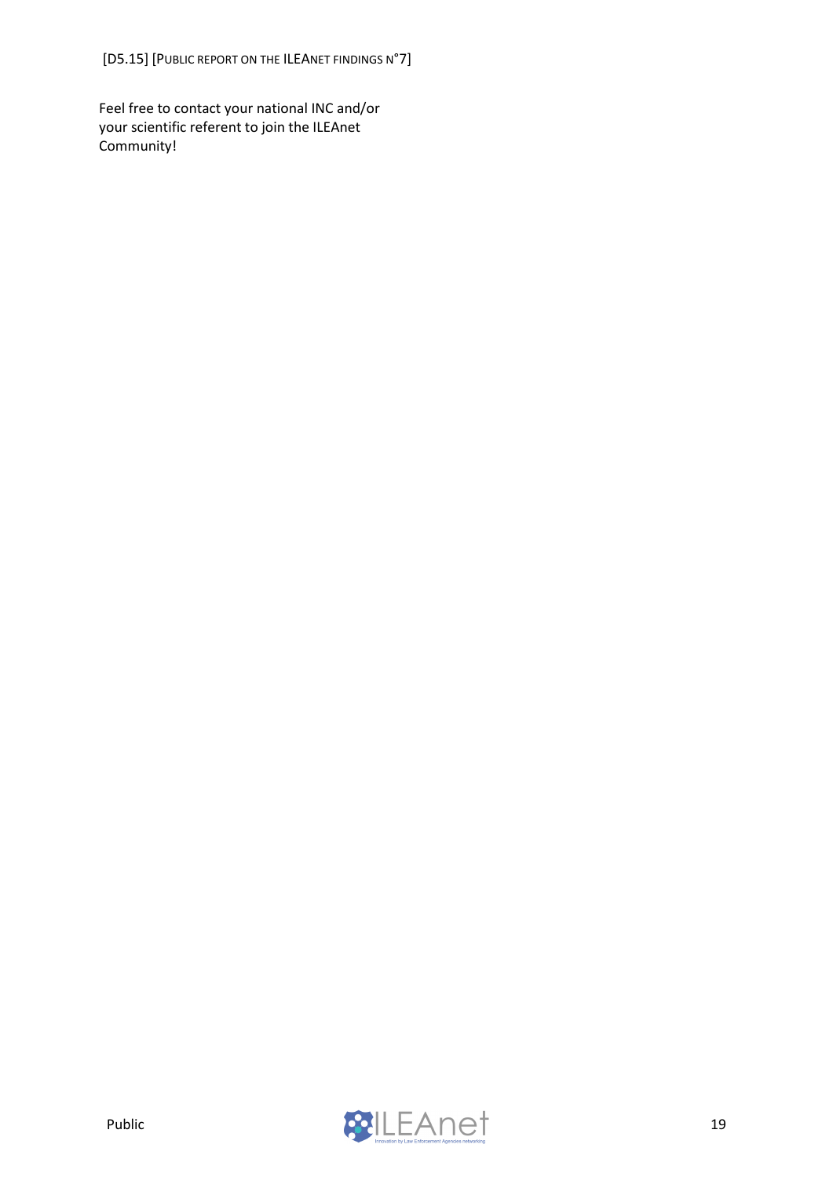Feel free to contact your national INC and/or your scientific referent to join the ILEAnet Community!